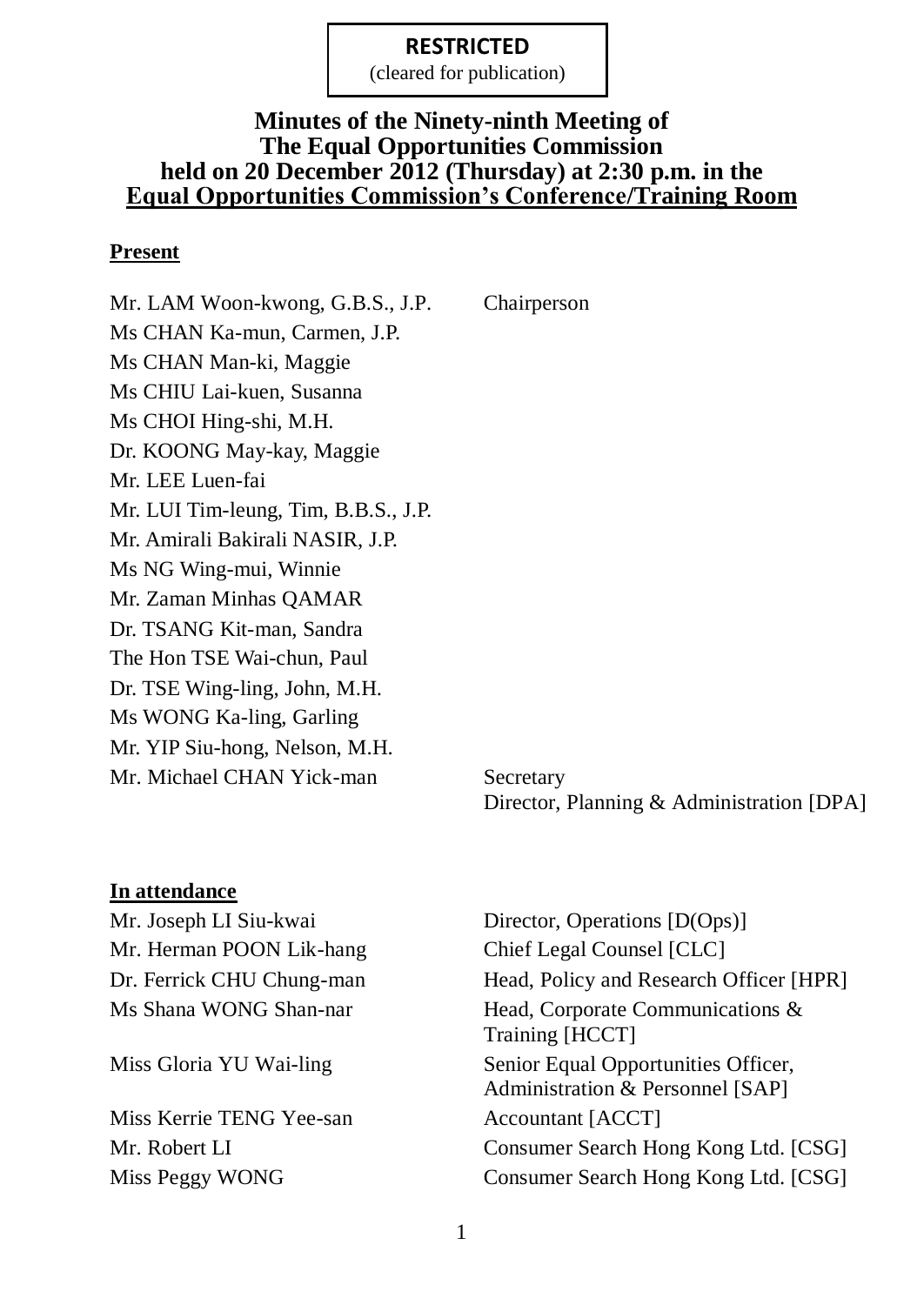**RESTRICTED**
(cleared for publication)

# Minutes of the Ninety-ninth Meeting of The Equal Opportunities Commission held on 20 December 2012 (Thursday) at 2:30 p.m. in the Equal Opportunities Commission's Conference/Training Room

**Present**

| | |
|---|---|
| Mr. LAM Woon-kwong, G.B.S., J.P. | Chairperson |
| Ms CHAN Ka-mun, Carmen, J.P. | |
| Ms CHAN Man-ki, Maggie | |
| Ms CHIU Lai-kuen, Susanna | |
| Ms CHOI Hing-shi, M.H. | |
| Dr. KOONG May-kay, Maggie | |
| Mr. LEE Luen-fai | |
| Mr. LUI Tim-leung, Tim, B.B.S., J.P. | |
| Mr. Amirali Bakirali NASIR, J.P. | |
| Ms NG Wing-mui, Winnie | |
| Mr. Zaman Minhas QAMAR | |
| Dr. TSANG Kit-man, Sandra | |
| The Hon TSE Wai-chun, Paul | |
| Dr. TSE Wing-ling, John, M.H. | |
| Ms WONG Ka-ling, Garling | |
| Mr. YIP Siu-hong, Nelson, M.H. | |
| Mr. Michael CHAN Yick-man | Secretary<br>Director, Planning & Administration [DPA] |

**In attendance**

| | |
|---|---|
| Mr. Joseph LI Siu-kwai | Director, Operations [D(Ops)] |
| Mr. Herman POON Lik-hang | Chief Legal Counsel [CLC] |
| Dr. Ferrick CHU Chung-man | Head, Policy and Research Officer [HPR] |
| Ms Shana WONG Shan-nar | Head, Corporate Communications & Training [HCCT] |
| Miss Gloria YU Wai-ling | Senior Equal Opportunities Officer, Administration & Personnel [SAP] |
| Miss Kerrie TENG Yee-san | Accountant [ACCT] |
| Mr. Robert LI | Consumer Search Hong Kong Ltd. [CSG] |
| Miss Peggy WONG | Consumer Search Hong Kong Ltd. [CSG] |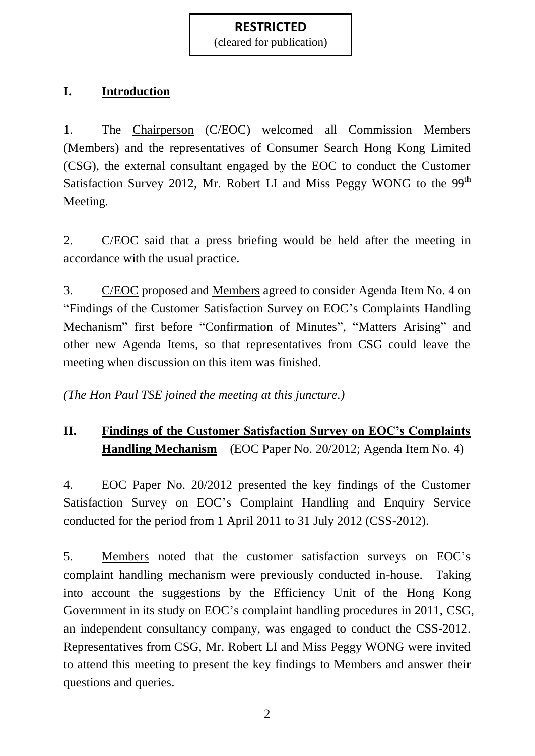**RESTRICTED**
(cleared for publication)

## I. Introduction

1. The Chairperson (C/EOC) welcomed all Commission Members (Members) and the representatives of Consumer Search Hong Kong Limited (CSG), the external consultant engaged by the EOC to conduct the Customer Satisfaction Survey 2012, Mr. Robert LI and Miss Peggy WONG to the 99th Meeting.

2. C/EOC said that a press briefing would be held after the meeting in accordance with the usual practice.

3. C/EOC proposed and Members agreed to consider Agenda Item No. 4 on "Findings of the Customer Satisfaction Survey on EOC's Complaints Handling Mechanism" first before "Confirmation of Minutes", "Matters Arising" and other new Agenda Items, so that representatives from CSG could leave the meeting when discussion on this item was finished.

*(The Hon Paul TSE joined the meeting at this juncture.)*

## II. Findings of the Customer Satisfaction Survey on EOC's Complaints Handling Mechanism (EOC Paper No. 20/2012; Agenda Item No. 4)

4. EOC Paper No. 20/2012 presented the key findings of the Customer Satisfaction Survey on EOC's Complaint Handling and Enquiry Service conducted for the period from 1 April 2011 to 31 July 2012 (CSS-2012).

5. Members noted that the customer satisfaction surveys on EOC's complaint handling mechanism were previously conducted in-house. Taking into account the suggestions by the Efficiency Unit of the Hong Kong Government in its study on EOC's complaint handling procedures in 2011, CSG, an independent consultancy company, was engaged to conduct the CSS-2012. Representatives from CSG, Mr. Robert LI and Miss Peggy WONG were invited to attend this meeting to present the key findings to Members and answer their questions and queries.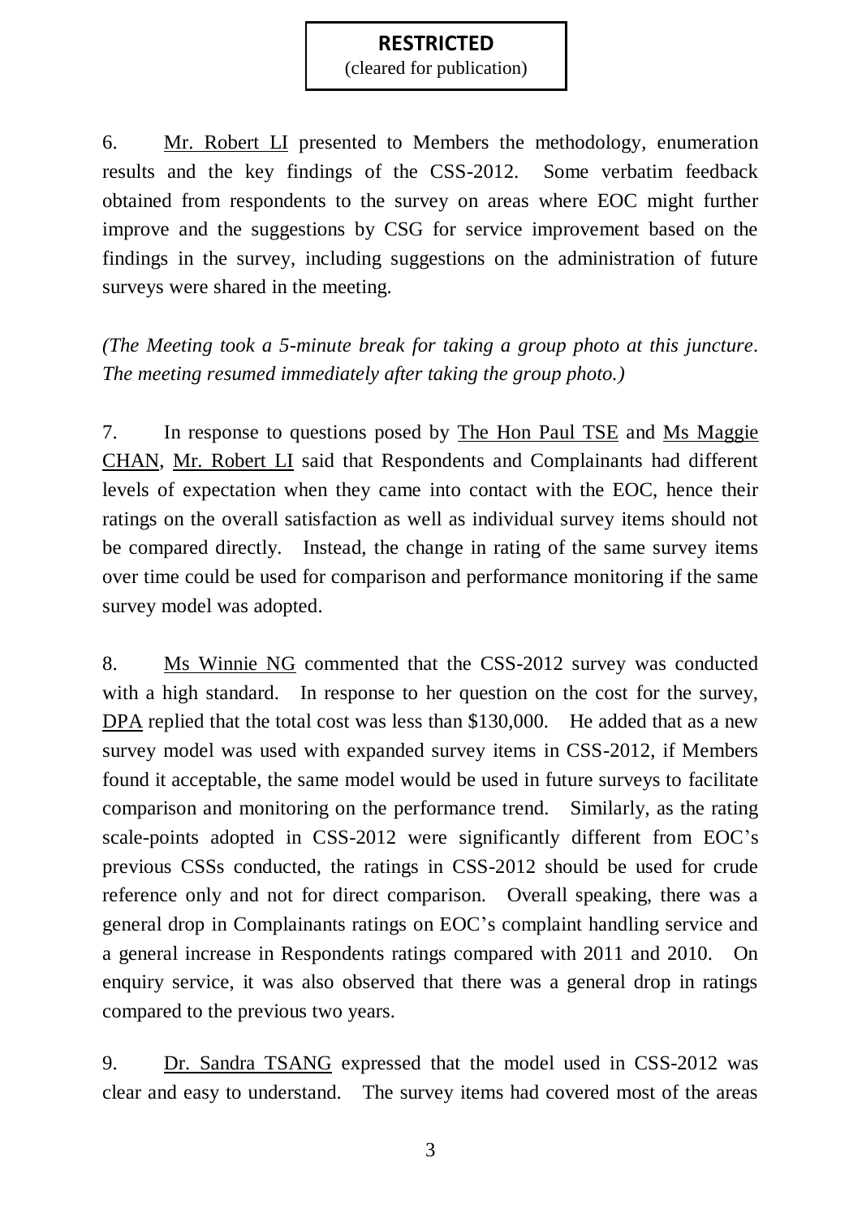**RESTRICTED**
(cleared for publication)

6. Mr. Robert LI presented to Members the methodology, enumeration results and the key findings of the CSS-2012. Some verbatim feedback obtained from respondents to the survey on areas where EOC might further improve and the suggestions by CSG for service improvement based on the findings in the survey, including suggestions on the administration of future surveys were shared in the meeting.

*(The Meeting took a 5-minute break for taking a group photo at this juncture. The meeting resumed immediately after taking the group photo.)*

7. In response to questions posed by The Hon Paul TSE and Ms Maggie CHAN, Mr. Robert LI said that Respondents and Complainants had different levels of expectation when they came into contact with the EOC, hence their ratings on the overall satisfaction as well as individual survey items should not be compared directly. Instead, the change in rating of the same survey items over time could be used for comparison and performance monitoring if the same survey model was adopted.

8. Ms Winnie NG commented that the CSS-2012 survey was conducted with a high standard. In response to her question on the cost for the survey, DPA replied that the total cost was less than $130,000. He added that as a new survey model was used with expanded survey items in CSS-2012, if Members found it acceptable, the same model would be used in future surveys to facilitate comparison and monitoring on the performance trend. Similarly, as the rating scale-points adopted in CSS-2012 were significantly different from EOC's previous CSSs conducted, the ratings in CSS-2012 should be used for crude reference only and not for direct comparison. Overall speaking, there was a general drop in Complainants ratings on EOC's complaint handling service and a general increase in Respondents ratings compared with 2011 and 2010. On enquiry service, it was also observed that there was a general drop in ratings compared to the previous two years.

9. Dr. Sandra TSANG expressed that the model used in CSS-2012 was clear and easy to understand. The survey items had covered most of the areas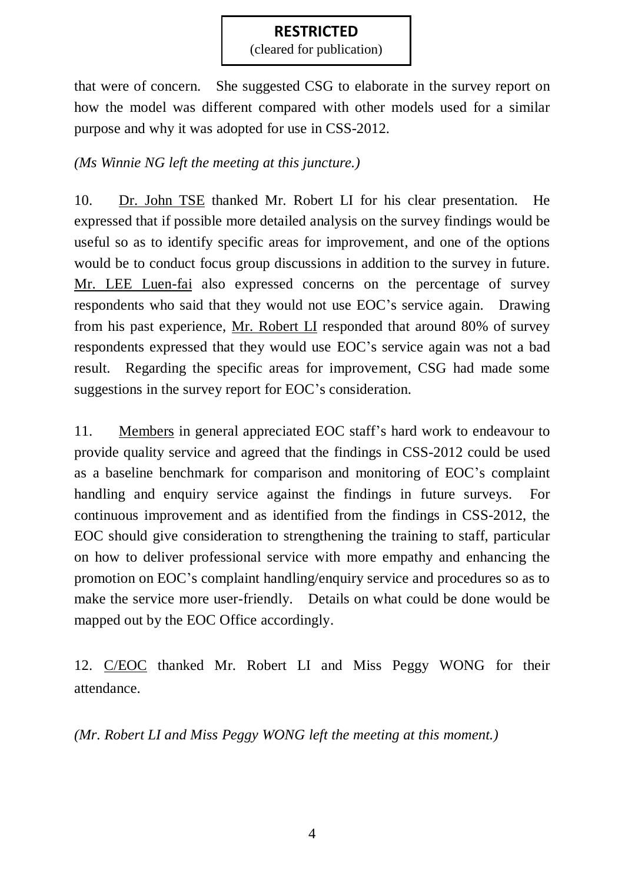that were of concern. She suggested CSG to elaborate in the survey report on how the model was different compared with other models used for a similar purpose and why it was adopted for use in CSS-2012.

*(Ms Winnie NG left the meeting at this juncture.)*

10. Dr. John TSE thanked Mr. Robert LI for his clear presentation. He expressed that if possible more detailed analysis on the survey findings would be useful so as to identify specific areas for improvement, and one of the options would be to conduct focus group discussions in addition to the survey in future. Mr. LEE Luen-fai also expressed concerns on the percentage of survey respondents who said that they would not use EOC's service again. Drawing from his past experience, Mr. Robert LI responded that around 80% of survey respondents expressed that they would use EOC's service again was not a bad result. Regarding the specific areas for improvement, CSG had made some suggestions in the survey report for EOC's consideration.

11. Members in general appreciated EOC staff's hard work to endeavour to provide quality service and agreed that the findings in CSS-2012 could be used as a baseline benchmark for comparison and monitoring of EOC's complaint handling and enquiry service against the findings in future surveys. For continuous improvement and as identified from the findings in CSS-2012, the EOC should give consideration to strengthening the training to staff, particular on how to deliver professional service with more empathy and enhancing the promotion on EOC's complaint handling/enquiry service and procedures so as to make the service more user-friendly. Details on what could be done would be mapped out by the EOC Office accordingly.

12. C/EOC thanked Mr. Robert LI and Miss Peggy WONG for their attendance.

*(Mr. Robert LI and Miss Peggy WONG left the meeting at this moment.)*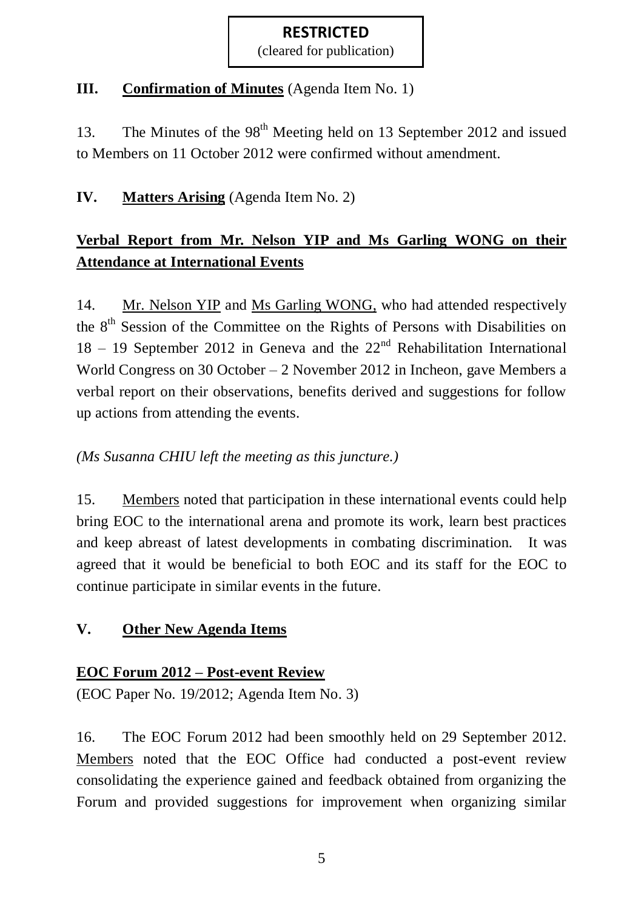**RESTRICTED**
(cleared for publication)

## III. Confirmation of Minutes (Agenda Item No. 1)

13. The Minutes of the 98th Meeting held on 13 September 2012 and issued to Members on 11 October 2012 were confirmed without amendment.

## IV. Matters Arising (Agenda Item No. 2)

### Verbal Report from Mr. Nelson YIP and Ms Garling WONG on their Attendance at International Events

14. Mr. Nelson YIP and Ms Garling WONG, who had attended respectively the 8th Session of the Committee on the Rights of Persons with Disabilities on 18 – 19 September 2012 in Geneva and the 22nd Rehabilitation International World Congress on 30 October – 2 November 2012 in Incheon, gave Members a verbal report on their observations, benefits derived and suggestions for follow up actions from attending the events.

*(Ms Susanna CHIU left the meeting as this juncture.)*

15. Members noted that participation in these international events could help bring EOC to the international arena and promote its work, learn best practices and keep abreast of latest developments in combating discrimination. It was agreed that it would be beneficial to both EOC and its staff for the EOC to continue participate in similar events in the future.

## V. Other New Agenda Items

### EOC Forum 2012 – Post-event Review

(EOC Paper No. 19/2012; Agenda Item No. 3)

16. The EOC Forum 2012 had been smoothly held on 29 September 2012. Members noted that the EOC Office had conducted a post-event review consolidating the experience gained and feedback obtained from organizing the Forum and provided suggestions for improvement when organizing similar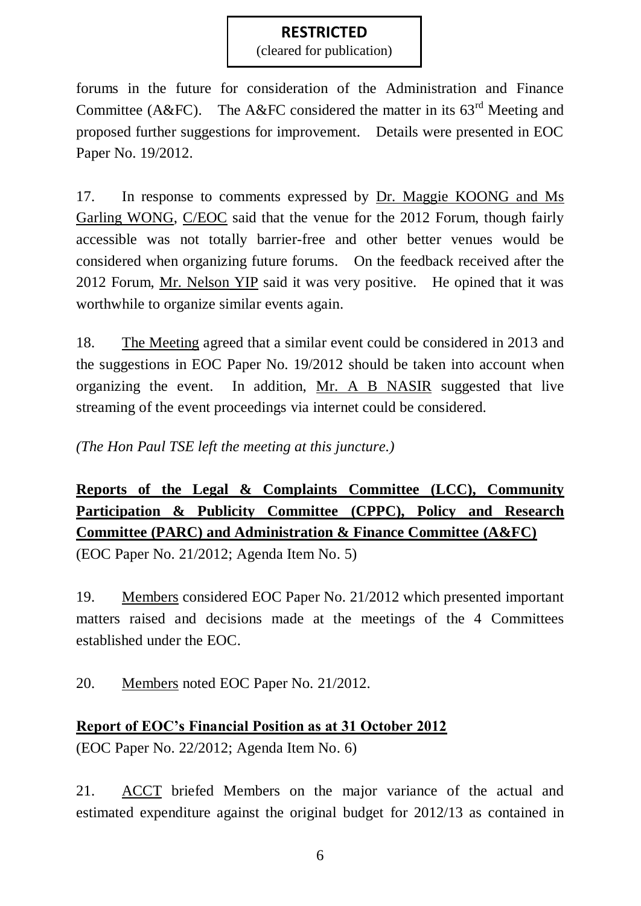**RESTRICTED**
(cleared for publication)

forums in the future for consideration of the Administration and Finance Committee (A&FC). The A&FC considered the matter in its 63rd Meeting and proposed further suggestions for improvement. Details were presented in EOC Paper No. 19/2012.

17. In response to comments expressed by Dr. Maggie KOONG and Ms Garling WONG, C/EOC said that the venue for the 2012 Forum, though fairly accessible was not totally barrier-free and other better venues would be considered when organizing future forums. On the feedback received after the 2012 Forum, Mr. Nelson YIP said it was very positive. He opined that it was worthwhile to organize similar events again.

18. The Meeting agreed that a similar event could be considered in 2013 and the suggestions in EOC Paper No. 19/2012 should be taken into account when organizing the event. In addition, Mr. A B NASIR suggested that live streaming of the event proceedings via internet could be considered.

*(The Hon Paul TSE left the meeting at this juncture.)*

**Reports of the Legal & Complaints Committee (LCC), Community Participation & Publicity Committee (CPPC), Policy and Research Committee (PARC) and Administration & Finance Committee (A&FC)**
(EOC Paper No. 21/2012; Agenda Item No. 5)

19. Members considered EOC Paper No. 21/2012 which presented important matters raised and decisions made at the meetings of the 4 Committees established under the EOC.

20. Members noted EOC Paper No. 21/2012.

**Report of EOC's Financial Position as at 31 October 2012**
(EOC Paper No. 22/2012; Agenda Item No. 6)

21. ACCT briefed Members on the major variance of the actual and estimated expenditure against the original budget for 2012/13 as contained in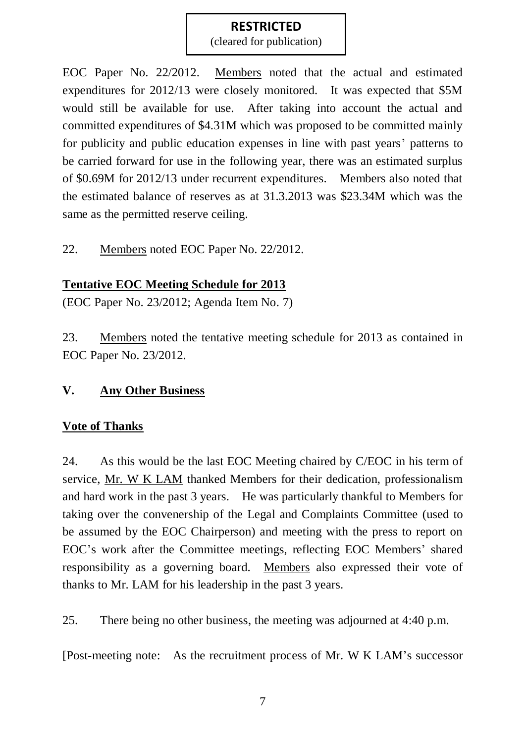**RESTRICTED**
(cleared for publication)

EOC Paper No. 22/2012. Members noted that the actual and estimated expenditures for 2012/13 were closely monitored. It was expected that \$5M would still be available for use. After taking into account the actual and committed expenditures of \$4.31M which was proposed to be committed mainly for publicity and public education expenses in line with past years' patterns to be carried forward for use in the following year, there was an estimated surplus of \$0.69M for 2012/13 under recurrent expenditures. Members also noted that the estimated balance of reserves as at 31.3.2013 was \$23.34M which was the same as the permitted reserve ceiling.

22. Members noted EOC Paper No. 22/2012.

**Tentative EOC Meeting Schedule for 2013**

(EOC Paper No. 23/2012; Agenda Item No. 7)

23. Members noted the tentative meeting schedule for 2013 as contained in EOC Paper No. 23/2012.

## V. Any Other Business

**Vote of Thanks**

24. As this would be the last EOC Meeting chaired by C/EOC in his term of service, Mr. W K LAM thanked Members for their dedication, professionalism and hard work in the past 3 years. He was particularly thankful to Members for taking over the convenership of the Legal and Complaints Committee (used to be assumed by the EOC Chairperson) and meeting with the press to report on EOC's work after the Committee meetings, reflecting EOC Members' shared responsibility as a governing board. Members also expressed their vote of thanks to Mr. LAM for his leadership in the past 3 years.

25. There being no other business, the meeting was adjourned at 4:40 p.m.

[Post-meeting note: As the recruitment process of Mr. W K LAM's successor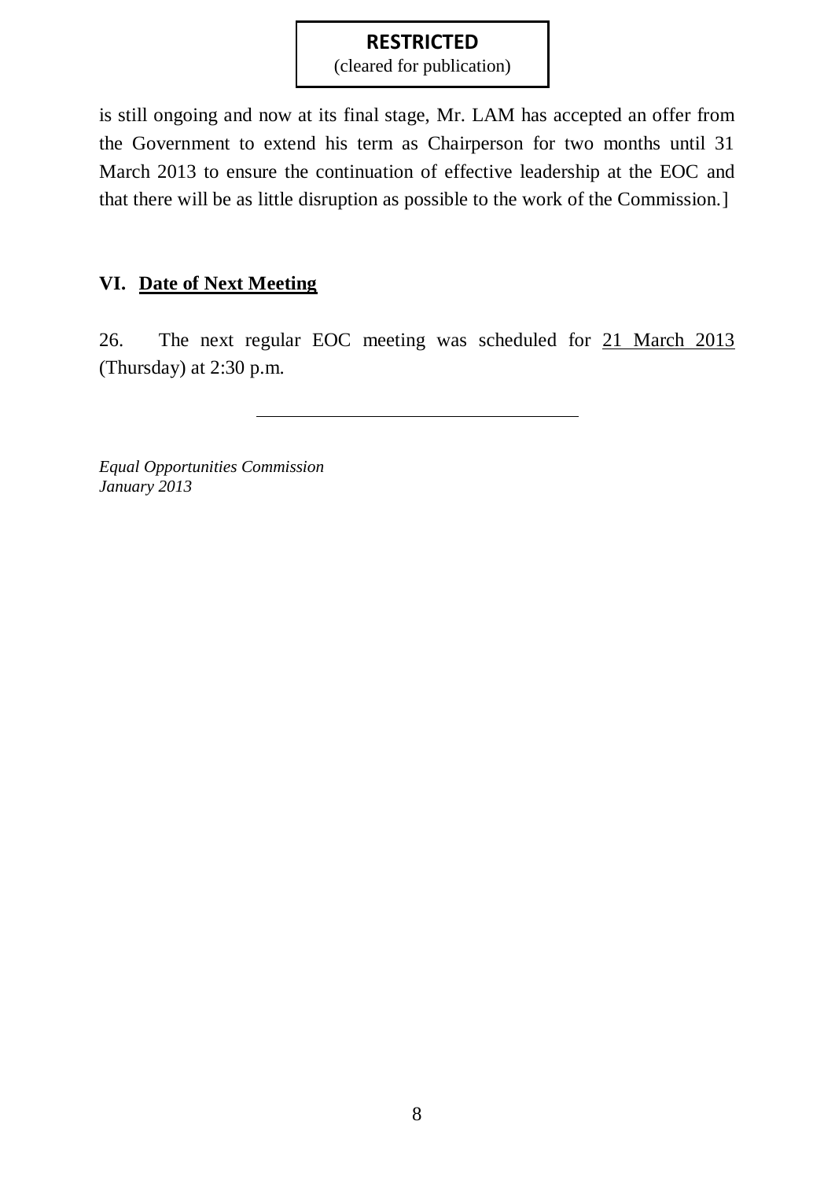**RESTRICTED**
(cleared for publication)

is still ongoing and now at its final stage, Mr. LAM has accepted an offer from the Government to extend his term as Chairperson for two months until 31 March 2013 to ensure the continuation of effective leadership at the EOC and that there will be as little disruption as possible to the work of the Commission.]

## VI. Date of Next Meeting

26. The next regular EOC meeting was scheduled for 21 March 2013 (Thursday) at 2:30 p.m.

---

*Equal Opportunities Commission*
*January 2013*